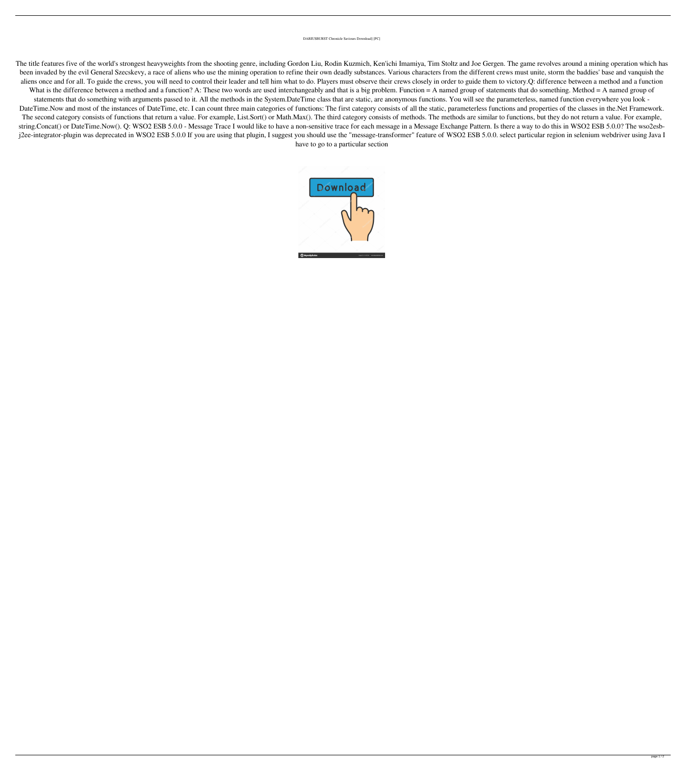DARIUSBURST Chronicle Saviours Download] [PC]

The title features five of the world's strongest heavyweights from the shooting genre, including Gordon Liu, Rodin Kuzmich, Ken'ichi Imamiya, Tim Stoltz and Joe Gergen. The game revolves around a mining operation which has been invaded by the evil General Szecskevy, a race of aliens who use the mining operation to refine their own deadly substances. Various characters from the different crews must unite, storm the baddies' base and vanquish the aliens once and for all. To guide the crews, you will need to control their leader and tell him what to do. Players must observe their crews closely in order to guide them to victory.Q: difference between a method and a function What is the difference between a method and a function? A: These two words are used interchangeably and that is a big problem. Function = A named group of statements that do something. Method = A named group of statements that do something with arguments passed to it. All the methods in the System.DateTime class that are static, are anonymous functions. You will see the parameterless, named function everywhere you look - DateTime.Now and most of the instances of DateTime, etc. I can count three main categories of functions: The first category consists of all the static, parameterless functions and properties of the classes in the.Net Framework. The second category consists of functions that return a value. For example, List.Sort() or Math.Max(). The third category consists of methods. The methods are similar to functions, but they do not return a value. For example, string.Concat() or DateTime.Now(). Q: WSO2 ESB 5.0.0 - Message Trace I would like to have a non-sensitive trace for each message in a Message Exchange Pattern. Is there a way to do this in WSO2 ESB 5.0.0? The wso2esb-j2ee-integrator-plugin was deprecated in WSO2 ESB 5.0.0 If you are using that plugin, I suggest you should use the "message-transformer" feature of WSO2 ESB 5.0.0. select particular region in selenium webdriver using Java I have to go to a particular section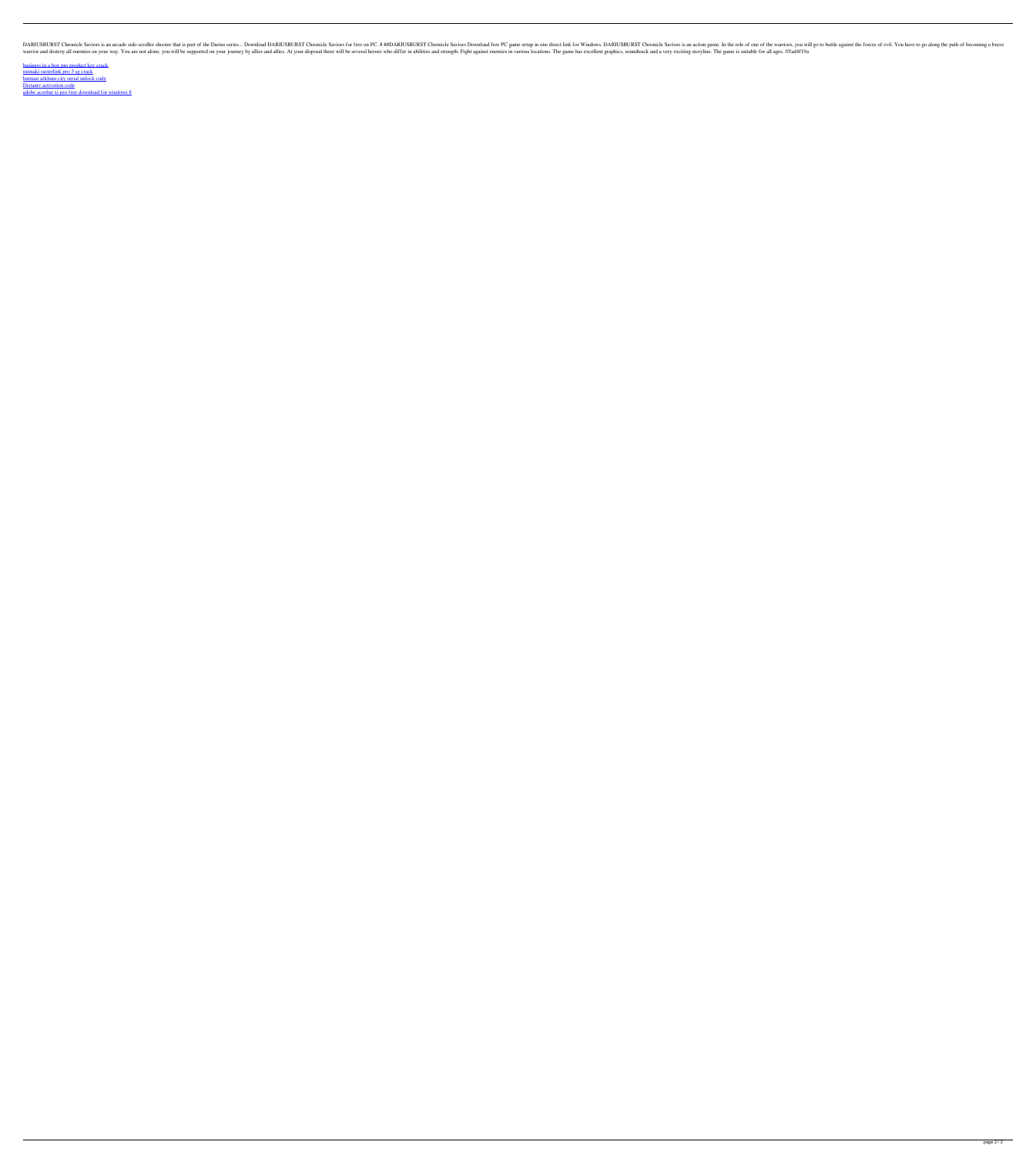DARIUSBURST Chronicle Saviors is an arcade side-scroller shooter that is part of the Darius series... Download DARIUSBURST Chronicle Saviors for free on PC. # ##DARIUSBURST Chronicle Saviors Download free PC game setup in one direct link for Windows. DARIUSBURST Chronicle Saviors is an action game. In the role of one of the warriors, you will go to battle against the forces of evil. You have to go along the path of becoming a brave warrior and destroy all enemies on your way. You are not alone, you will be supported on your journey by allies and allies. At your disposal there will be several heroes who differ in abilities and strength. Fight against enemies in various locations. The game has excellent graphics, soundtrack and a very exciting storyline. The game is suitable for all ages. fffad4f19a

business in a box pro product key crack
mimaki rasterlink pro 5 sg crack
batman arkham city serial unlock code
Distantly activation code
adobe acrobat xi pro free download for windows 8